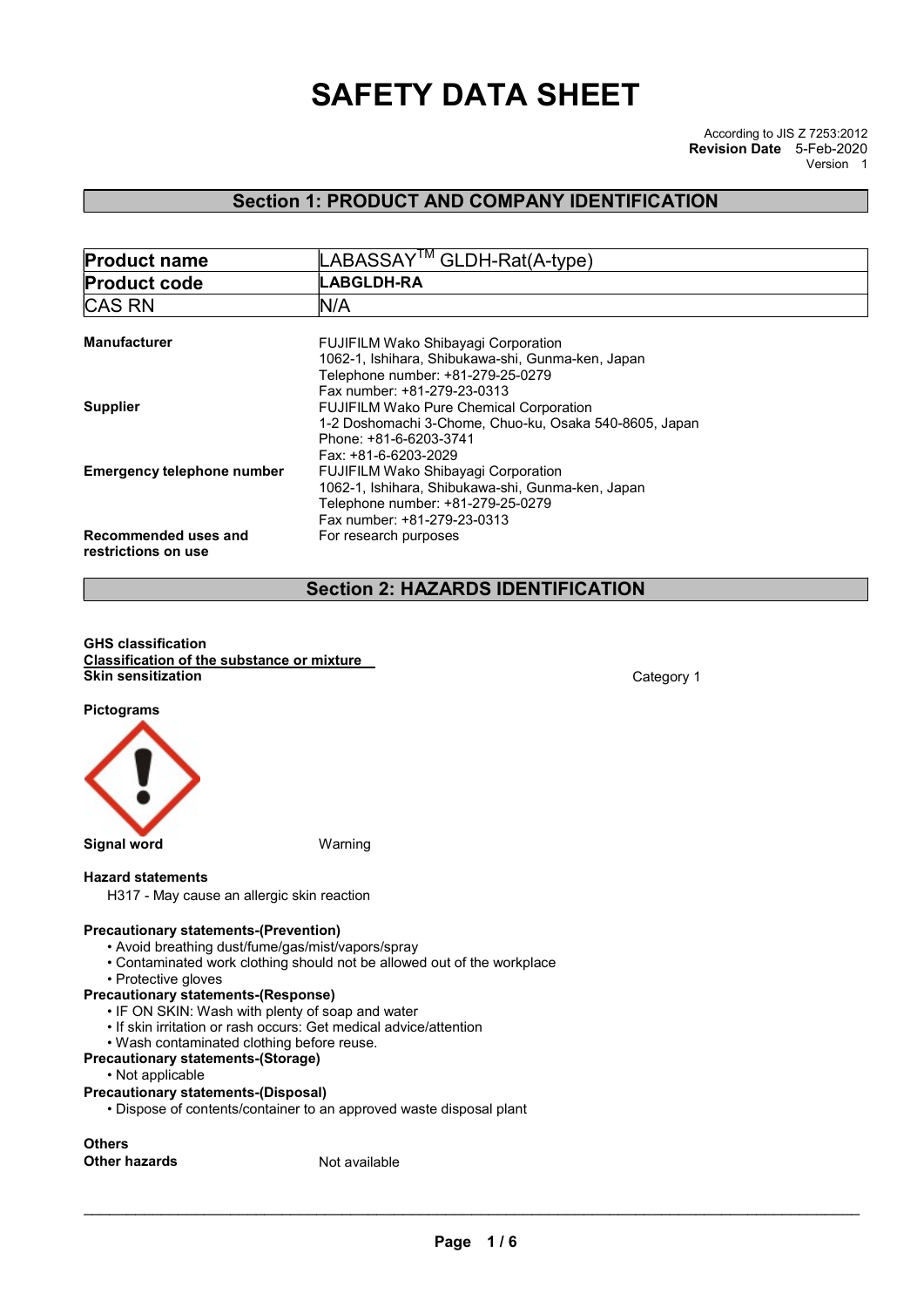# SAFETY DATA SHEET

According to JIS Z 7253:2012
**Revision Date** 5-Feb-2020
Version 1

## Section 1: PRODUCT AND COMPANY IDENTIFICATION

| **Product name** | LABASSAY$^{TM}$ GLDH-Rat(A-type) |
|---|---|
| **Product code** | **LABGLDH-RA** |
| CAS RN | N/A |

**Manufacturer**
FUJIFILM Wako Shibayagi Corporation
1062-1, Ishihara, Shibukawa-shi, Gunma-ken, Japan
Telephone number: +81-279-25-0279
Fax number: +81-279-23-0313

**Supplier**
FUJIFILM Wako Pure Chemical Corporation
1-2 Doshomachi 3-Chome, Chuo-ku, Osaka 540-8605, Japan
Phone: +81-6-6203-3741
Fax: +81-6-6203-2029

**Emergency telephone number**
FUJIFILM Wako Shibayagi Corporation
1062-1, Ishihara, Shibukawa-shi, Gunma-ken, Japan
Telephone number: +81-279-25-0279
Fax number: +81-279-23-0313

**Recommended uses and restrictions on use**
For research purposes

## Section 2: HAZARDS IDENTIFICATION

**GHS classification**
**Classification of the substance or mixture**
**Skin sensitization** Category 1

**Pictograms**

**Signal word** Warning

**Hazard statements**
H317 - May cause an allergic skin reaction

**Precautionary statements-(Prevention)**
- Avoid breathing dust/fume/gas/mist/vapors/spray
- Contaminated work clothing should not be allowed out of the workplace
- Protective gloves

**Precautionary statements-(Response)**
- IF ON SKIN: Wash with plenty of soap and water
- If skin irritation or rash occurs: Get medical advice/attention
- Wash contaminated clothing before reuse.

**Precautionary statements-(Storage)**
- Not applicable

**Precautionary statements-(Disposal)**
- Dispose of contents/container to an approved waste disposal plant

**Others**
**Other hazards** Not available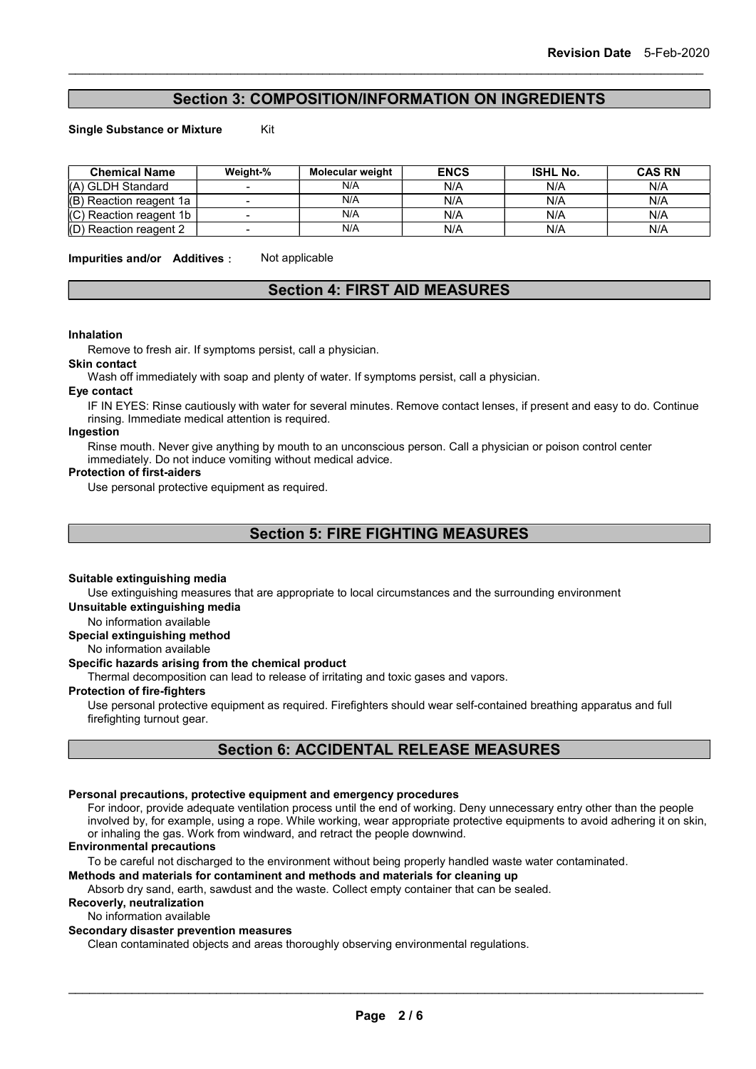## Section 3: COMPOSITION/INFORMATION ON INGREDIENTS

**Single Substance or Mixture** Kit

| Chemical Name | Weight-% | Molecular weight | ENCS | ISHL No. | CAS RN |
|---|---|---|---|---|---|
| (A) GLDH Standard | - | N/A | N/A | N/A | N/A |
| (B) Reaction reagent 1a | - | N/A | N/A | N/A | N/A |
| (C) Reaction reagent 1b | - | N/A | N/A | N/A | N/A |
| (D) Reaction reagent 2 | - | N/A | N/A | N/A | N/A |

**Impurities and/or Additives**： Not applicable

## Section 4: FIRST AID MEASURES

**Inhalation**

Remove to fresh air. If symptoms persist, call a physician.

**Skin contact**

Wash off immediately with soap and plenty of water. If symptoms persist, call a physician.

**Eye contact**

IF IN EYES: Rinse cautiously with water for several minutes. Remove contact lenses, if present and easy to do. Continue rinsing. Immediate medical attention is required.

**Ingestion**

Rinse mouth. Never give anything by mouth to an unconscious person. Call a physician or poison control center immediately. Do not induce vomiting without medical advice.

**Protection of first-aiders**

Use personal protective equipment as required.

## Section 5: FIRE FIGHTING MEASURES

**Suitable extinguishing media**

Use extinguishing measures that are appropriate to local circumstances and the surrounding environment

**Unsuitable extinguishing media**

No information available

**Special extinguishing method**

No information available

**Specific hazards arising from the chemical product**

Thermal decomposition can lead to release of irritating and toxic gases and vapors.

**Protection of fire-fighters**

Use personal protective equipment as required. Firefighters should wear self-contained breathing apparatus and full firefighting turnout gear.

## Section 6: ACCIDENTAL RELEASE MEASURES

**Personal precautions, protective equipment and emergency procedures**

For indoor, provide adequate ventilation process until the end of working. Deny unnecessary entry other than the people involved by, for example, using a rope. While working, wear appropriate protective equipments to avoid adhering it on skin, or inhaling the gas. Work from windward, and retract the people downwind.

**Environmental precautions**

To be careful not discharged to the environment without being properly handled waste water contaminated.

**Methods and materials for contaminent and methods and materials for cleaning up**

Absorb dry sand, earth, sawdust and the waste. Collect empty container that can be sealed.

**Recoverly, neutralization**

No information available

**Secondary disaster prevention measures**

Clean contaminated objects and areas thoroughly observing environmental regulations.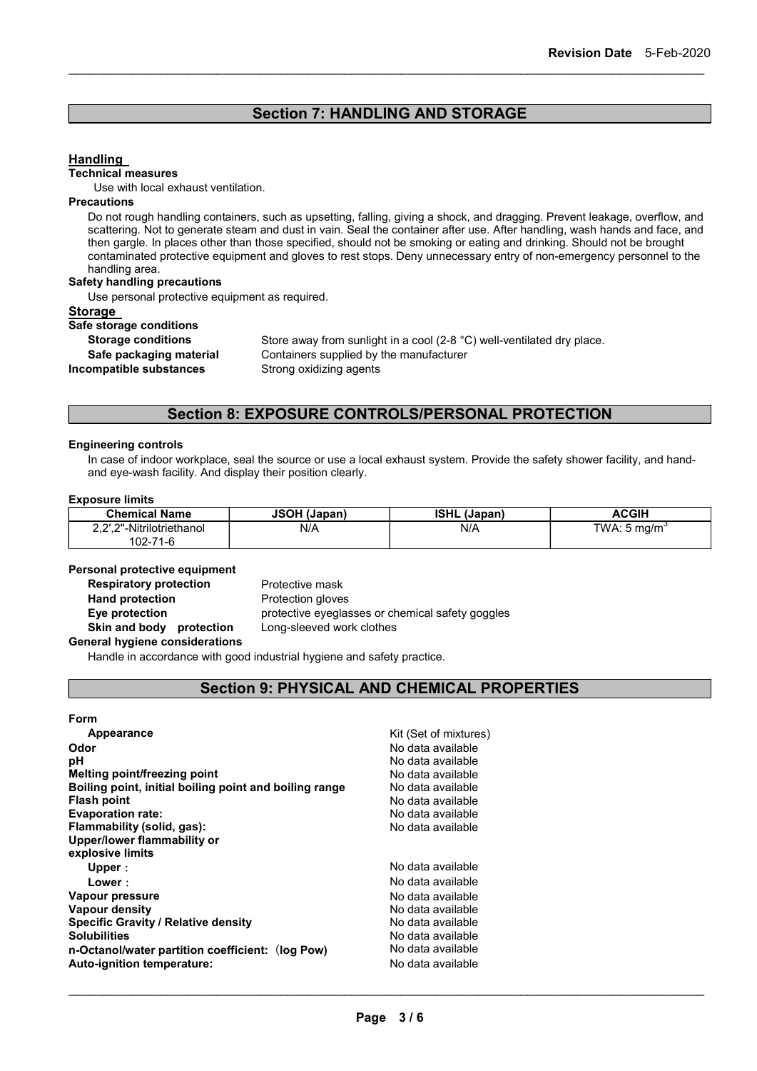## Section 7: HANDLING AND STORAGE

### Handling

**Technical measures**

Use with local exhaust ventilation.

**Precautions**

Do not rough handling containers, such as upsetting, falling, giving a shock, and dragging. Prevent leakage, overflow, and scattering. Not to generate steam and dust in vain. Seal the container after use. After handling, wash hands and face, and then gargle. In places other than those specified, should not be smoking or eating and drinking. Should not be brought contaminated protective equipment and gloves to rest stops. Deny unnecessary entry of non-emergency personnel to the handling area.

**Safety handling precautions**

Use personal protective equipment as required.

### Storage

**Safe storage conditions**

**Storage conditions** Store away from sunlight in a cool (2-8 °C) well-ventilated dry place.

**Safe packaging material** Containers supplied by the manufacturer

**Incompatible substances** Strong oxidizing agents

## Section 8: EXPOSURE CONTROLS/PERSONAL PROTECTION

**Engineering controls**

In case of indoor workplace, seal the source or use a local exhaust system. Provide the safety shower facility, and hand- and eye-wash facility. And display their position clearly.

**Exposure limits**

| Chemical Name | JSOH (Japan) | ISHL (Japan) | ACGIH |
|---|---|---|---|
| 2,2',2''-Nitrilotriethanol 102-71-6 | N/A | N/A | TWA: 5 $mg/m^3$ |

**Personal protective equipment**

**Respiratory protection** Protective mask

**Hand protection** Protection gloves

**Eye protection** protective eyeglasses or chemical safety goggles

**Skin and body protection** Long-sleeved work clothes

**General hygiene considerations**

Handle in accordance with good industrial hygiene and safety practice.

## Section 9: PHYSICAL AND CHEMICAL PROPERTIES

**Form**

**Appearance** Kit (Set of mixtures)

**Odor** No data available

**pH** No data available

**Melting point/freezing point** No data available

**Boiling point, initial boiling point and boiling range** No data available

**Flash point** No data available

**Evaporation rate:** No data available

**Flammability (solid, gas):** No data available

**Upper/lower flammability or explosive limits**

**Upper**： No data available

**Lower**： No data available

**Vapour pressure** No data available

**Vapour density** No data available

**Specific Gravity / Relative density** No data available

**Solubilities** No data available

**n-Octanol/water partition coefficient:（log Pow)** No data available

**Auto-ignition temperature:** No data available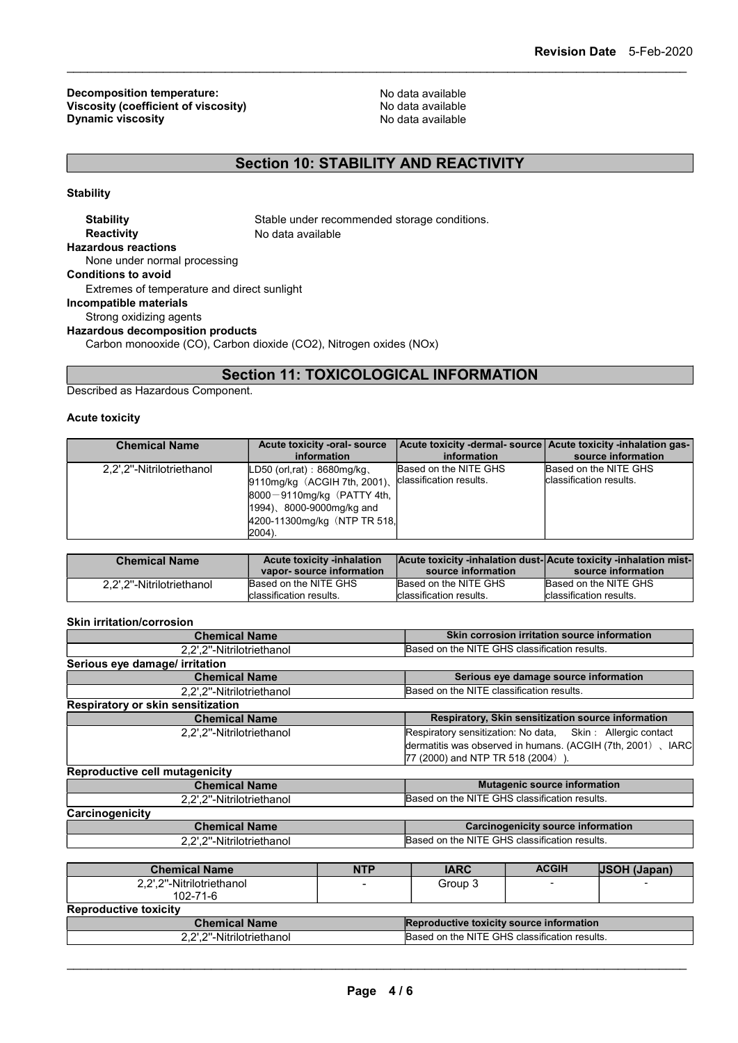**Decomposition temperature:** No data available
**Viscosity (coefficient of viscosity)** No data available
**Dynamic viscosity** No data available

## Section 10: STABILITY AND REACTIVITY

**Stability**

**Stability** Stable under recommended storage conditions.
**Reactivity** No data available

**Hazardous reactions**
None under normal processing

**Conditions to avoid**
Extremes of temperature and direct sunlight

**Incompatible materials**
Strong oxidizing agents

**Hazardous decomposition products**
Carbon monooxide (CO), Carbon dioxide ($CO_2$), Nitrogen oxides (NOx)

## Section 11: TOXICOLOGICAL INFORMATION

Described as Hazardous Component.

**Acute toxicity**

| Chemical Name | Acute toxicity -oral- source information | Acute toxicity -dermal- source information | Acute toxicity -inhalation gas- source information |
|---|---|---|---|
| 2,2',2''-Nitrilotriethanol | LD50 (orl,rat)：8680mg/kg、9110mg/kg（ACGIH 7th, 2001)、8000－9110mg/kg（PATTY 4th, 1994)、8000-9000mg/kg and 4200-11300mg/kg（NTP TR 518, 2004). | Based on the NITE GHS classification results. | Based on the NITE GHS classification results. |

| Chemical Name | Acute toxicity -inhalation vapor- source information | Acute toxicity -inhalation dust- source information | Acute toxicity -inhalation mist- source information |
|---|---|---|---|
| 2,2',2''-Nitrilotriethanol | Based on the NITE GHS classification results. | Based on the NITE GHS classification results. | Based on the NITE GHS classification results. |

**Skin irritation/corrosion**

| Chemical Name | Skin corrosion irritation source information |
|---|---|
| 2,2',2''-Nitrilotriethanol | Based on the NITE GHS classification results. |

**Serious eye damage/ irritation**

| Chemical Name | Serious eye damage source information |
|---|---|
| 2,2',2''-Nitrilotriethanol | Based on the NITE classification results. |

**Respiratory or skin sensitization**

| Chemical Name | Respiratory, Skin sensitization source information |
|---|---|
| 2,2',2''-Nitrilotriethanol | Respiratory sensitization: No data, Skin：Allergic contact dermatitis was observed in humans. (ACGIH (7th, 2001)、IARC 77 (2000) and NTP TR 518 (2004)). |

**Reproductive cell mutagenicity**

| Chemical Name | Mutagenic source information |
|---|---|
| 2,2',2''-Nitrilotriethanol | Based on the NITE GHS classification results. |

**Carcinogenicity**

| Chemical Name | Carcinogenicity source information |
|---|---|
| 2,2',2''-Nitrilotriethanol | Based on the NITE GHS classification results. |

| Chemical Name | NTP | IARC | ACGIH | JSOH (Japan) |
|---|---|---|---|---|
| 2,2',2''-Nitrilotriethanol 102-71-6 | - | Group 3 | - | - |

**Reproductive toxicity**

| Chemical Name | Reproductive toxicity source information |
|---|---|
| 2,2',2''-Nitrilotriethanol | Based on the NITE GHS classification results. |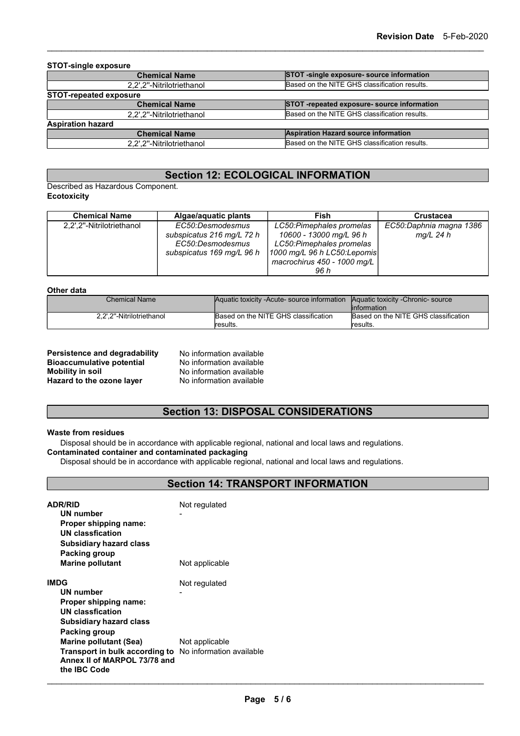**STOT-single exposure**

| Chemical Name | STOT -single exposure- source information |
| --- | --- |
| 2,2',2''-Nitrilotriethanol | Based on the NITE GHS classification results. |

**STOT-repeated exposure**

| Chemical Name | STOT -repeated exposure- source information |
| --- | --- |
| 2,2',2''-Nitrilotriethanol | Based on the NITE GHS classification results. |

**Aspiration hazard**

| Chemical Name | Aspiration Hazard source information |
| --- | --- |
| 2,2',2''-Nitrilotriethanol | Based on the NITE GHS classification results. |

## Section 12: ECOLOGICAL INFORMATION

Described as Hazardous Component.

**Ecotoxicity**

| Chemical Name | Algae/aquatic plants | Fish | Crustacea |
| --- | --- | --- | --- |
| 2,2',2''-Nitrilotriethanol | *EC50:Desmodesmus subspicatus 216 mg/L 72 h EC50:Desmodesmus subspicatus 169 mg/L 96 h* | *LC50:Pimephales promelas 10600 - 13000 mg/L 96 h LC50:Pimephales promelas 1000 mg/L 96 h LC50:Lepomis macrochirus 450 - 1000 mg/L 96 h* | *EC50:Daphnia magna 1386 mg/L 24 h* |

**Other data**

| Chemical Name | Aquatic toxicity -Acute- source information | Aquatic toxicity -Chronic- source information |
| --- | --- | --- |
| 2,2',2''-Nitrilotriethanol | Based on the NITE GHS classification results. | Based on the NITE GHS classification results. |

**Persistence and degradability** No information available
**Bioaccumulative potential** No information available
**Mobility in soil** No information available
**Hazard to the ozone layer** No information available

## Section 13: DISPOSAL CONSIDERATIONS

**Waste from residues**

Disposal should be in accordance with applicable regional, national and local laws and regulations.

**Contaminated container and contaminated packaging**

Disposal should be in accordance with applicable regional, national and local laws and regulations.

## Section 14: TRANSPORT INFORMATION

**ADR/RID** Not regulated
- **UN number** -
- **Proper shipping name:**
- **UN classfication**
- **Subsidiary hazard class**
- **Packing group**
- **Marine pollutant** Not applicable

**IMDG** Not regulated
- **UN number** -
- **Proper shipping name:**
- **UN classfication**
- **Subsidiary hazard class**
- **Packing group**
- **Marine pollutant (Sea)** Not applicable
- **Transport in bulk according to Annex II of MARPOL 73/78 and the IBC Code** No information available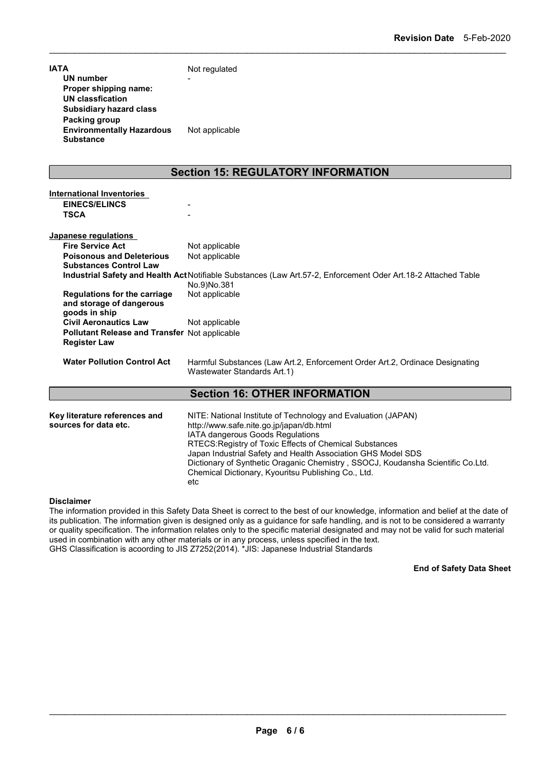| | |
|---|---|
| **IATA** | Not regulated |
| **UN number** | - |
| **Proper shipping name:** | |
| **UN classfication** | |
| **Subsidiary hazard class** | |
| **Packing group** | |
| **Environmentally Hazardous Substance** | Not applicable |

## Section 15: REGULATORY INFORMATION

**International Inventories**

| | |
|---|---|
| **EINECS/ELINCS** | - |
| **TSCA** | - |

**Japanese regulations**

| | |
|---|---|
| **Fire Service Act** | Not applicable |
| **Poisonous and Deleterious Substances Control Law** | Not applicable |
| **Industrial Safety and Health Act** | Notifiable Substances (Law Art.57-2, Enforcement Oder Art.18-2 Attached Table No.9)No.381 |
| **Regulations for the carriage and storage of dangerous goods in ship** | Not applicable |
| **Civil Aeronautics Law** | Not applicable |
| **Pollutant Release and Transfer Register Law** | Not applicable |
| **Water Pollution Control Act** | Harmful Substances (Law Art.2, Enforcement Order Art.2, Ordinace Designating Wastewater Standards Art.1) |

## Section 16: OTHER INFORMATION

**Key literature references and sources for data etc.**

NITE: National Institute of Technology and Evaluation (JAPAN)
http://www.safe.nite.go.jp/japan/db.html
IATA dangerous Goods Regulations
RTECS:Registry of Toxic Effects of Chemical Substances
Japan Industrial Safety and Health Association GHS Model SDS
Dictionary of Synthetic Oraganic Chemistry , SSOCJ, Koudansha Scientific Co.Ltd.
Chemical Dictionary, Kyouritsu Publishing Co., Ltd.
etc

**Disclaimer**

The information provided in this Safety Data Sheet is correct to the best of our knowledge, information and belief at the date of its publication. The information given is designed only as a guidance for safe handling, and is not to be considered a warranty or quality specification. The information relates only to the specific material designated and may not be valid for such material used in combination with any other materials or in any process, unless specified in the text.
GHS Classification is acoording to JIS Z7252(2014). *JIS: Japanese Industrial Standards

**End of Safety Data Sheet**